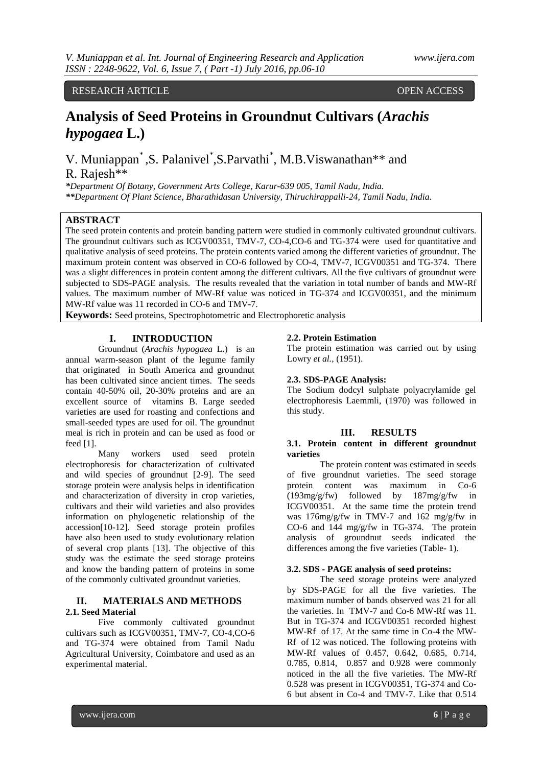RESEARCH ARTICLE OPEN ACCESS

# Analysis of Seed Proteins in Groundnut Cultivars (*Arachis hypogaea* L.)

V. Muniappan*, S. Palanivel*, S.Parvathi*, M.B.Viswanathan** and R. Rajesh**

*Department Of Botany, Government Arts College, Karur-639 005, Tamil Nadu, India.*
***Department Of Plant Science, Bharathidasan University, Thiruchirappalli-24, Tamil Nadu, India.*

## ABSTRACT

The seed protein contents and protein banding pattern were studied in commonly cultivated groundnut cultivars. The groundnut cultivars such as ICGV00351, TMV-7, CO-4,CO-6 and TG-374 were used for quantitative and qualitative analysis of seed proteins. The protein contents varied among the different varieties of groundnut. The maximum protein content was observed in CO-6 followed by CO-4, TMV-7, ICGV00351 and TG-374. There was a slight differences in protein content among the different cultivars. All the five cultivars of groundnut were subjected to SDS-PAGE analysis. The results revealed that the variation in total number of bands and MW-Rf values. The maximum number of MW-Rf value was noticed in TG-374 and ICGV00351, and the minimum MW-Rf value was 11 recorded in CO-6 and TMV-7.

**Keywords:** Seed proteins, Spectrophotometric and Electrophoretic analysis

## I. INTRODUCTION

Groundnut (*Arachis hypogaea* L.) is an annual warm-season plant of the legume family that originated in South America and groundnut has been cultivated since ancient times. The seeds contain 40-50% oil, 20-30% proteins and are an excellent source of vitamins B. Large seeded varieties are used for roasting and confections and small-seeded types are used for oil. The groundnut meal is rich in protein and can be used as food or feed [1].

Many workers used seed protein electrophoresis for characterization of cultivated and wild species of groundnut [2-9]. The seed storage protein were analysis helps in identification and characterization of diversity in crop varieties, cultivars and their wild varieties and also provides information on phylogenetic relationship of the accession[10-12]. Seed storage protein profiles have also been used to study evolutionary relation of several crop plants [13]. The objective of this study was the estimate the seed storage proteins and know the banding pattern of proteins in some of the commonly cultivated groundnut varieties.

## II. MATERIALS AND METHODS

### 2.1. Seed Material

Five commonly cultivated groundnut cultivars such as ICGV00351, TMV-7, CO-4,CO-6 and TG-374 were obtained from Tamil Nadu Agricultural University, Coimbatore and used as an experimental material.

### 2.2. Protein Estimation

The protein estimation was carried out by using Lowry *et al.,* (1951).

### 2.3. SDS-PAGE Analysis:

The Sodium dodcyl sulphate polyacrylamide gel electrophoresis Laemmli, (1970) was followed in this study.

## III. RESULTS

### 3.1. Protein content in different groundnut varieties

The protein content was estimated in seeds of five groundnut varieties. The seed storage protein content was maximum in Co-6 (193mg/g/fw) followed by 187mg/g/fw in ICGV00351. At the same time the protein trend was 176mg/g/fw in TMV-7 and 162 mg/g/fw in CO-6 and 144 mg/g/fw in TG-374. The protein analysis of groundnut seeds indicated the differences among the five varieties (Table- 1).

### 3.2. SDS - PAGE analysis of seed proteins:

The seed storage proteins were analyzed by SDS-PAGE for all the five varieties. The maximum number of bands observed was 21 for all the varieties. In TMV-7 and Co-6 MW-Rf was 11. But in TG-374 and ICGV00351 recorded highest MW-Rf of 17. At the same time in Co-4 the MW-Rf of 12 was noticed. The following proteins with MW-Rf values of 0.457, 0.642, 0.685, 0.714, 0.785, 0.814, 0.857 and 0.928 were commonly noticed in the all the five varieties. The MW-Rf 0.528 was present in ICGV00351, TG-374 and Co-6 but absent in Co-4 and TMV-7. Like that 0.514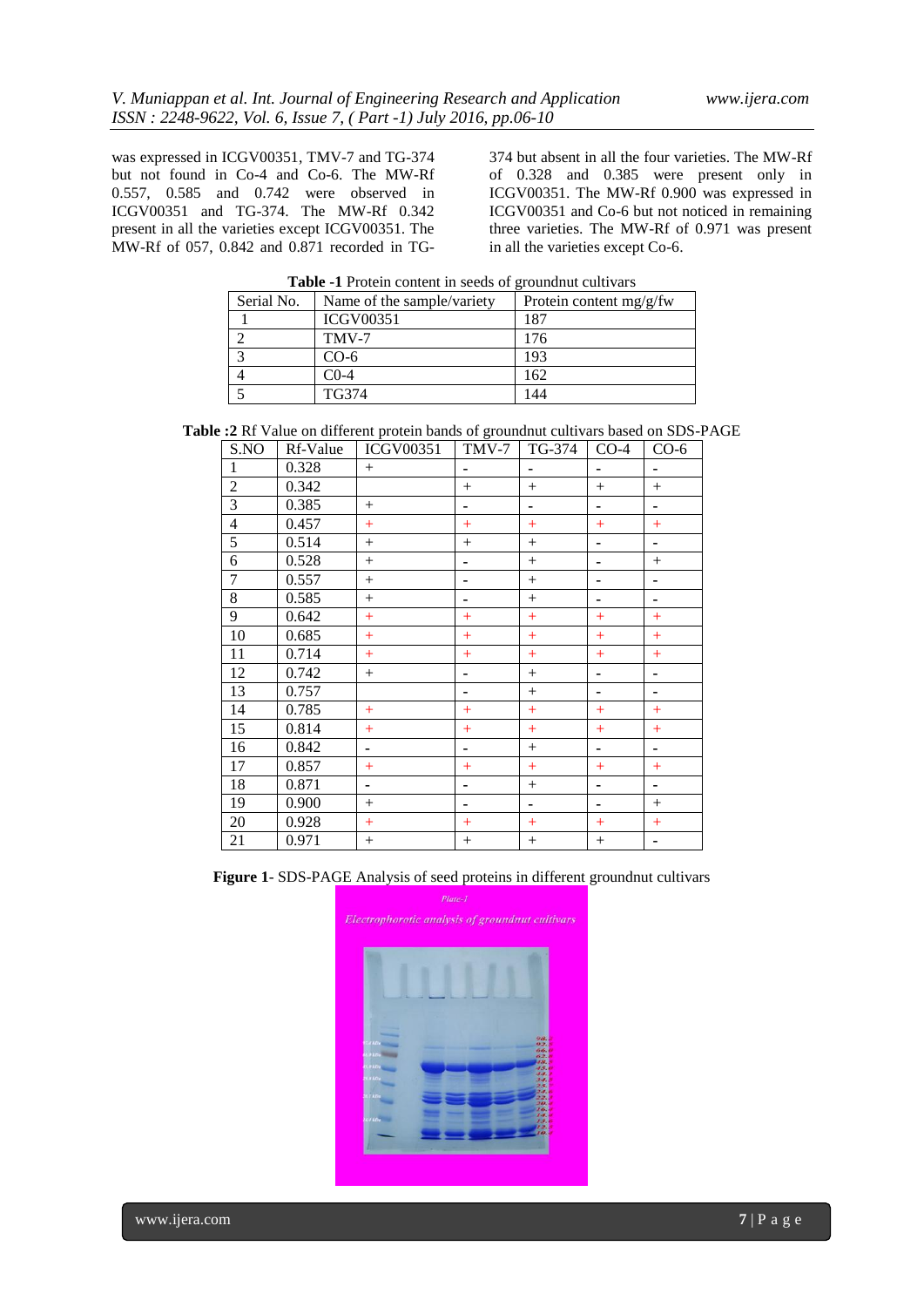was expressed in ICGV00351, TMV-7 and TG-374 but not found in Co-4 and Co-6. The MW-Rf 0.557, 0.585 and 0.742 were observed in ICGV00351 and TG-374. The MW-Rf 0.342 present in all the varieties except ICGV00351. The MW-Rf of 057, 0.842 and 0.871 recorded in TG-374 but absent in all the four varieties. The MW-Rf of 0.328 and 0.385 were present only in ICGV00351. The MW-Rf 0.900 was expressed in ICGV00351 and Co-6 but not noticed in remaining three varieties. The MW-Rf of 0.971 was present in all the varieties except Co-6.

**Table -1** Protein content in seeds of groundnut cultivars

| Serial No. | Name of the sample/variety | Protein content mg/g/fw |
|---|---|---|
| 1 | ICGV00351 | 187 |
| 2 | TMV-7 | 176 |
| 3 | CO-6 | 193 |
| 4 | C0-4 | 162 |
| 5 | TG374 | 144 |

**Table :2** Rf Value on different protein bands of groundnut cultivars based on SDS-PAGE

| S.NO | Rf-Value | ICGV00351 | TMV-7 | TG-374 | CO-4 | CO-6 |
|---|---|---|---|---|---|---|
| 1 | 0.328 | + | - | - | - | - |
| 2 | 0.342 | | + | + | + | + |
| 3 | 0.385 | + | - | - | - | - |
| 4 | 0.457 | + | + | + | + | + |
| 5 | 0.514 | + | + | + | - | - |
| 6 | 0.528 | + | - | + | - | + |
| 7 | 0.557 | + | - | + | - | - |
| 8 | 0.585 | + | - | + | - | - |
| 9 | 0.642 | + | + | + | + | + |
| 10 | 0.685 | + | + | + | + | + |
| 11 | 0.714 | + | + | + | + | + |
| 12 | 0.742 | + | - | + | - | - |
| 13 | 0.757 | | - | + | - | - |
| 14 | 0.785 | + | + | + | + | + |
| 15 | 0.814 | + | + | + | + | + |
| 16 | 0.842 | - | - | + | - | - |
| 17 | 0.857 | + | + | + | + | + |
| 18 | 0.871 | - | - | + | - | - |
| 19 | 0.900 | + | - | - | - | + |
| 20 | 0.928 | + | + | + | + | + |
| 21 | 0.971 | + | + | + | + | - |

**Figure 1**- SDS-PAGE Analysis of seed proteins in different groundnut cultivars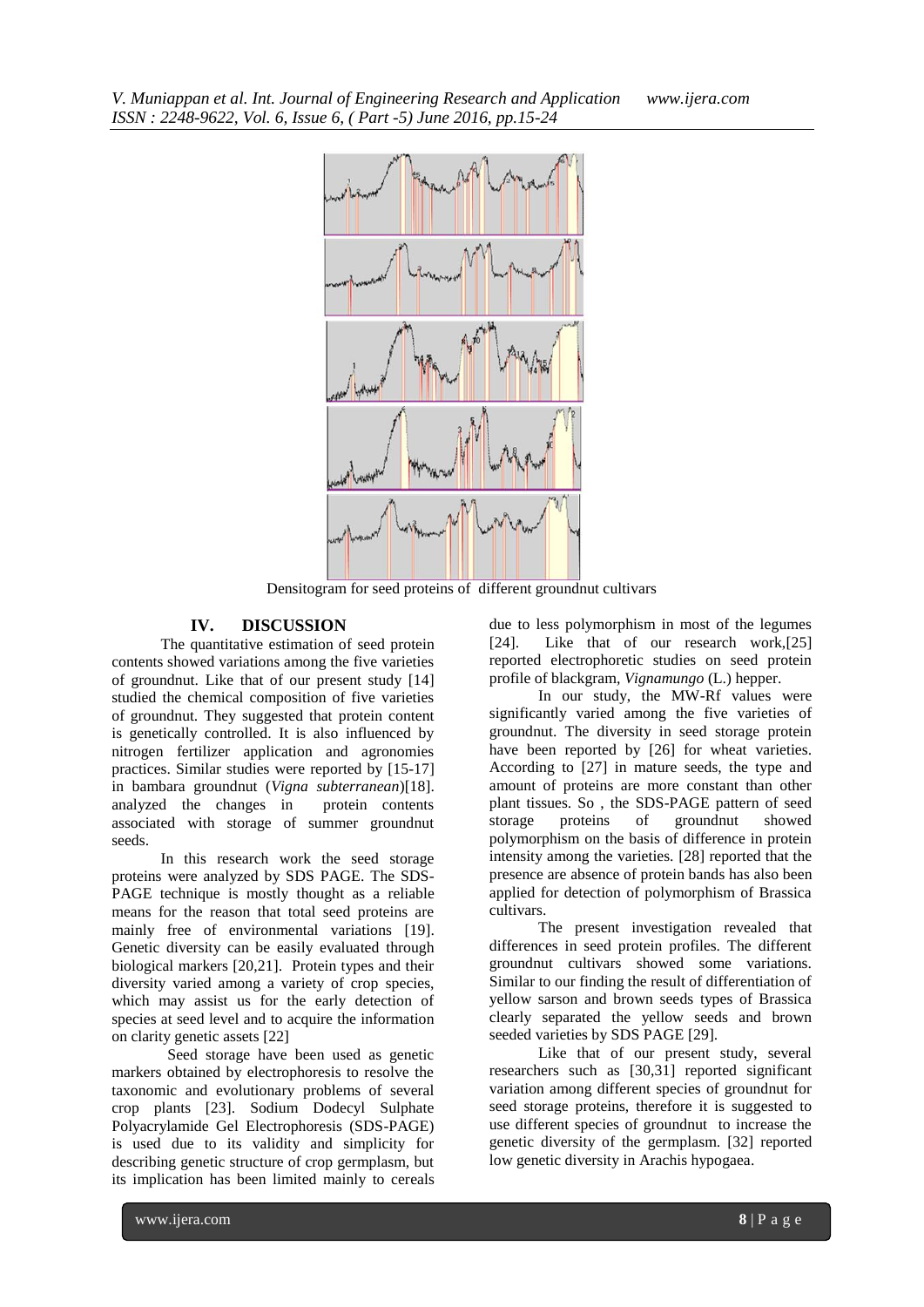Densitogram for seed proteins of different groundnut cultivars

## IV. DISCUSSION

The quantitative estimation of seed protein contents showed variations among the five varieties of groundnut. Like that of our present study [14] studied the chemical composition of five varieties of groundnut. They suggested that protein content is genetically controlled. It is also influenced by nitrogen fertilizer application and agronomies practices. Similar studies were reported by [15-17] in bambara groundnut (*Vigna subterranean*)[18]. analyzed the changes in protein contents associated with storage of summer groundnut seeds.

In this research work the seed storage proteins were analyzed by SDS PAGE. The SDS-PAGE technique is mostly thought as a reliable means for the reason that total seed proteins are mainly free of environmental variations [19]. Genetic diversity can be easily evaluated through biological markers [20,21]. Protein types and their diversity varied among a variety of crop species, which may assist us for the early detection of species at seed level and to acquire the information on clarity genetic assets [22]

Seed storage have been used as genetic markers obtained by electrophoresis to resolve the taxonomic and evolutionary problems of several crop plants [23]. Sodium Dodecyl Sulphate Polyacrylamide Gel Electrophoresis (SDS-PAGE) is used due to its validity and simplicity for describing genetic structure of crop germplasm, but its implication has been limited mainly to cereals due to less polymorphism in most of the legumes [24]. Like that of our research work,[25] reported electrophoretic studies on seed protein profile of blackgram, *Vignamungo* (L.) hepper.

In our study, the MW-Rf values were significantly varied among the five varieties of groundnut. The diversity in seed storage protein have been reported by [26] for wheat varieties. According to [27] in mature seeds, the type and amount of proteins are more constant than other plant tissues. So , the SDS-PAGE pattern of seed storage proteins of groundnut showed polymorphism on the basis of difference in protein intensity among the varieties. [28] reported that the presence are absence of protein bands has also been applied for detection of polymorphism of Brassica cultivars.

The present investigation revealed that differences in seed protein profiles. The different groundnut cultivars showed some variations. Similar to our finding the result of differentiation of yellow sarson and brown seeds types of Brassica clearly separated the yellow seeds and brown seeded varieties by SDS PAGE [29].

Like that of our present study, several researchers such as [30,31] reported significant variation among different species of groundnut for seed storage proteins, therefore it is suggested to use different species of groundnut to increase the genetic diversity of the germplasm. [32] reported low genetic diversity in Arachis hypogaea.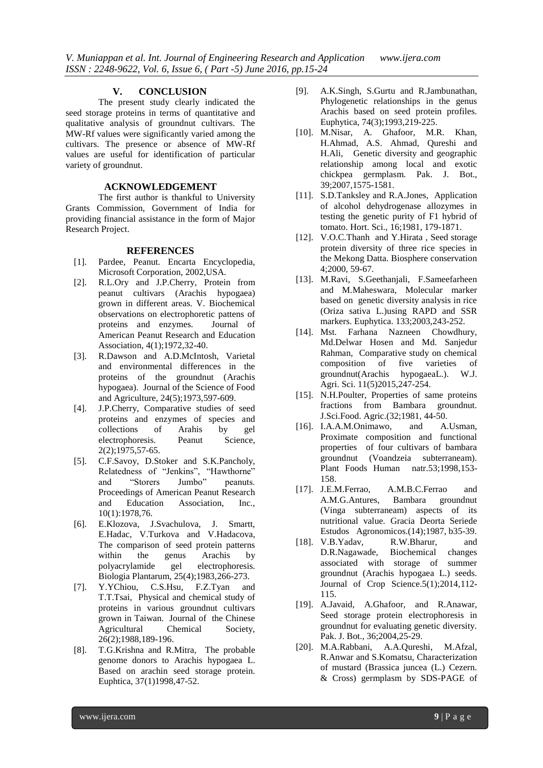## V. CONCLUSION

The present study clearly indicated the seed storage proteins in terms of quantitative and qualitative analysis of groundnut cultivars. The MW-Rf values were significantly varied among the cultivars. The presence or absence of MW-Rf values are useful for identification of particular variety of groundnut.

## ACKNOWLEDGEMENT

The first author is thankful to University Grants Commission, Government of India for providing financial assistance in the form of Major Research Project.

## REFERENCES

[1]. Pardee, Peanut. Encarta Encyclopedia, Microsoft Corporation, 2002,USA.

[2]. R.L.Ory and J.P.Cherry, Protein from peanut cultivars (Arachis hypogaea) grown in different areas. V. Biochemical observations on electrophoretic pattens of proteins and enzymes. Journal of American Peanut Research and Education Association, 4(1);1972,32-40.

[3]. R.Dawson and A.D.McIntosh, Varietal and environmental differences in the proteins of the groundnut (Arachis hypogaea). Journal of the Science of Food and Agriculture, 24(5);1973,597-609.

[4]. J.P.Cherry, Comparative studies of seed proteins and enzymes of species and collections of Arahis by gel electrophoresis. Peanut Science, 2(2);1975,57-65.

[5]. C.F.Savoy, D.Stoker and S.K.Pancholy, Relatedness of "Jenkins", "Hawthorne" and "Storers Jumbo" peanuts. Proceedings of American Peanut Research and Education Association, Inc., 10(1):1978,76.

[6]. E.Klozova, J.Svachulova, J. Smartt, E.Hadac, V.Turkova and V.Hadacova, The comparison of seed protein patterns within the genus Arachis by polyacrylamide gel electrophoresis. Biologia Plantarum, 25(4);1983,266-273.

[7]. Y.YChiou, C.S.Hsu, F.Z.Tyan and T.T.Tsai, Physical and chemical study of proteins in various groundnut cultivars grown in Taiwan. Journal of the Chinese Agricultural Chemical Society, 26(2);1988,189-196.

[8]. T.G.Krishna and R.Mitra, The probable genome donors to Arachis hypogaea L. Based on arachin seed storage protein. Euphtica, 37(1)1998,47-52.

[9]. A.K.Singh, S.Gurtu and R.Jambunathan, Phylogenetic relationships in the genus Arachis based on seed protein profiles. Euphytica, 74(3);1993,219-225.

[10]. M.Nisar, A. Ghafoor, M.R. Khan, H.Ahmad, A.S. Ahmad, Qureshi and H.Ali, Genetic diversity and geographic relationship among local and exotic chickpea germplasm. Pak. J. Bot., 39;2007,1575-1581.

[11]. S.D.Tanksley and R.A.Jones, Application of alcohol dehydrogenase allozymes in testing the genetic purity of F1 hybrid of tomato. Hort. Sci., 16;1981, 179-1871.

[12]. V.O.C.Thanh and Y.Hirata , Seed storage protein diversity of three rice species in the Mekong Datta. Biosphere conservation 4;2000, 59-67.

[13]. M.Ravi, S.Geethanjali, F.Sameefarheen and M.Maheswara, Molecular marker based on genetic diversity analysis in rice (Oriza sativa L.)using RAPD and SSR markers. Euphytica. 133;2003,243-252.

[14]. Mst. Farhana Nazneen Chowdhury, Md.Delwar Hosen and Md. Sanjedur Rahman, Comparative study on chemical composition of five varieties of groundnut(Arachis hypogaeaL.). W.J. Agri. Sci. 11(5)2015,247-254.

[15]. N.H.Poulter, Properties of same proteins fractions from Bambara groundnut. J.Sci.Food. Agric.(32;1981, 44-50.

[16]. I.A.A.M.Onimawo, and A.Usman, Proximate composition and functional properties of four cultivars of bambara groundnut (Voandzeia subterraneam). Plant Foods Human natr.53;1998,153-158.

[17]. J.E.M.Ferrao, A.M.B.C.Ferrao and A.M.G.Antures, Bambara groundnut (Vinga subterraneam) aspects of its nutritional value. Gracia Deorta Seriede Estudos Agronomicos.(14);1987, b35-39.

[18]. V.B.Yadav, R.W.Bharur, and D.R.Nagawade, Biochemical changes associated with storage of summer groundnut (Arachis hypogaea L.) seeds. Journal of Crop Science.5(1);2014,112-115.

[19]. A.Javaid, A.Ghafoor, and R.Anawar, Seed storage protein electrophoresis in groundnut for evaluating genetic diversity. Pak. J. Bot., 36;2004,25-29.

[20]. M.A.Rabbani, A.A.Qureshi, M.Afzal, R.Anwar and S.Komatsu, Characterization of mustard (Brassica juncea (L.) Cezern. & Cross) germplasm by SDS-PAGE of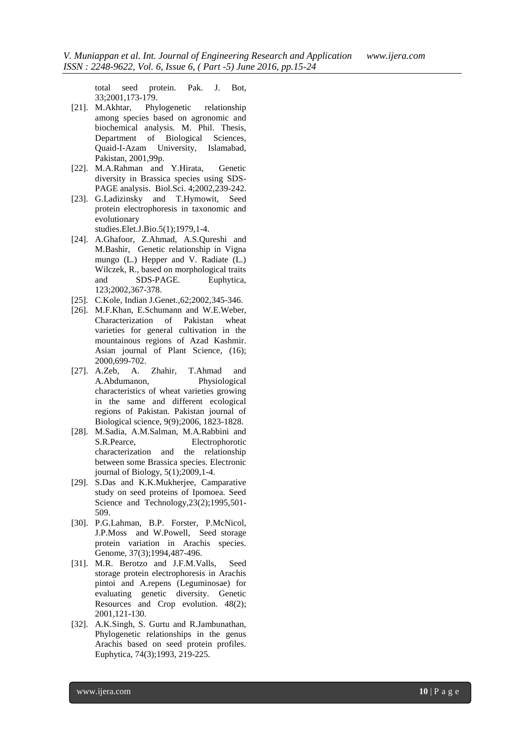total seed protein. Pak. J. Bot, 33;2001,173-179.

[21]. M.Akhtar, Phylogenetic relationship among species based on agronomic and biochemical analysis. M. Phil. Thesis, Department of Biological Sciences, Quaid-I-Azam University, Islamabad, Pakistan, 2001,99p.

[22]. M.A.Rahman and Y.Hirata, Genetic diversity in Brassica species using SDS-PAGE analysis. Biol.Sci. 4;2002,239-242.

[23]. G.Ladizinsky and T.Hymowit, Seed protein electrophoresis in taxonomic and evolutionary studies.Elet.J.Bio.5(1);1979,1-4.

[24]. A.Ghafoor, Z.Ahmad, A.S.Qureshi and M.Bashir, Genetic relationship in Vigna mungo (L.) Hepper and V. Radiate (L.) Wilczek, R., based on morphological traits and SDS-PAGE. Euphytica, 123;2002,367-378.

[25]. C.Kole, Indian J.Genet.,62;2002,345-346.

[26]. M.F.Khan, E.Schumann and W.E.Weber, Characterization of Pakistan wheat varieties for general cultivation in the mountainous regions of Azad Kashmir. Asian journal of Plant Science, (16); 2000,699-702.

[27]. A.Zeb, A. Zhahir, T.Ahmad and A.Abdumanon, Physiological characteristics of wheat varieties growing in the same and different ecological regions of Pakistan. Pakistan journal of Biological science, 9(9);2006, 1823-1828.

[28]. M.Sadia, A.M.Salman, M.A.Rabbini and S.R.Pearce, Electrophorotic characterization and the relationship between some Brassica species. Electronic journal of Biology, 5(1);2009,1-4.

[29]. S.Das and K.K.Mukherjee, Camparative study on seed proteins of Ipomoea. Seed Science and Technology,23(2);1995,501-509.

[30]. P.G.Lahman, B.P. Forster, P.McNicol, J.P.Moss and W.Powell, Seed storage protein variation in Arachis species. Genome, 37(3);1994,487-496.

[31]. M.R. Berotzo and J.F.M.Valls, Seed storage protein electrophoresis in Arachis pintoi and A.repens (Leguminosae) for evaluating genetic diversity. Genetic Resources and Crop evolution. 48(2); 2001,121-130.

[32]. A.K.Singh, S. Gurtu and R.Jambunathan, Phylogenetic relationships in the genus Arachis based on seed protein profiles. Euphytica, 74(3);1993, 219-225.